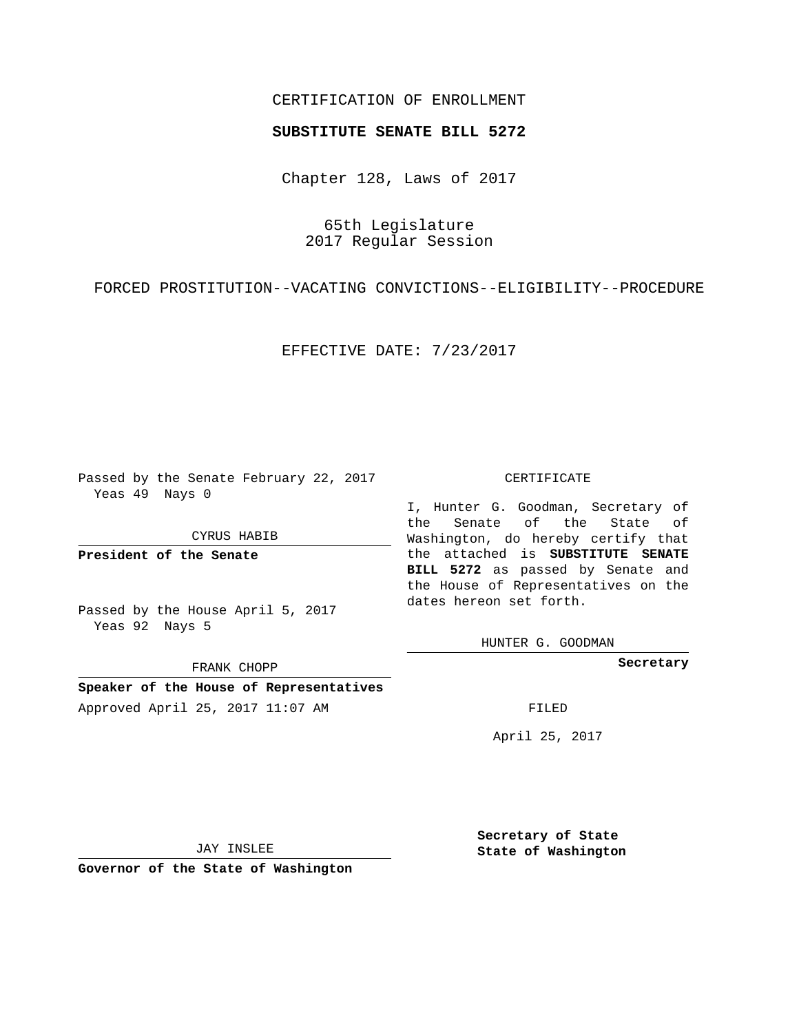CERTIFICATION OF ENROLLMENT

**SUBSTITUTE SENATE BILL 5272**

Chapter 128, Laws of 2017

65th Legislature
2017 Regular Session

FORCED PROSTITUTION--VACATING CONVICTIONS--ELIGIBILITY--PROCEDURE

EFFECTIVE DATE: 7/23/2017

Passed by the Senate February 22, 2017
Yeas 49 Nays 0

CYRUS HABIB

**President of the Senate**

Passed by the House April 5, 2017
Yeas 92 Nays 5

FRANK CHOPP

**Speaker of the House of Representatives**

Approved April 25, 2017 11:07 AM

JAY INSLEE

**Governor of the State of Washington**

CERTIFICATE

I, Hunter G. Goodman, Secretary of the Senate of the State of Washington, do hereby certify that the attached is **SUBSTITUTE SENATE BILL 5272** as passed by Senate and the House of Representatives on the dates hereon set forth.

HUNTER G. GOODMAN

**Secretary**

FILED

April 25, 2017

**Secretary of State**
**State of Washington**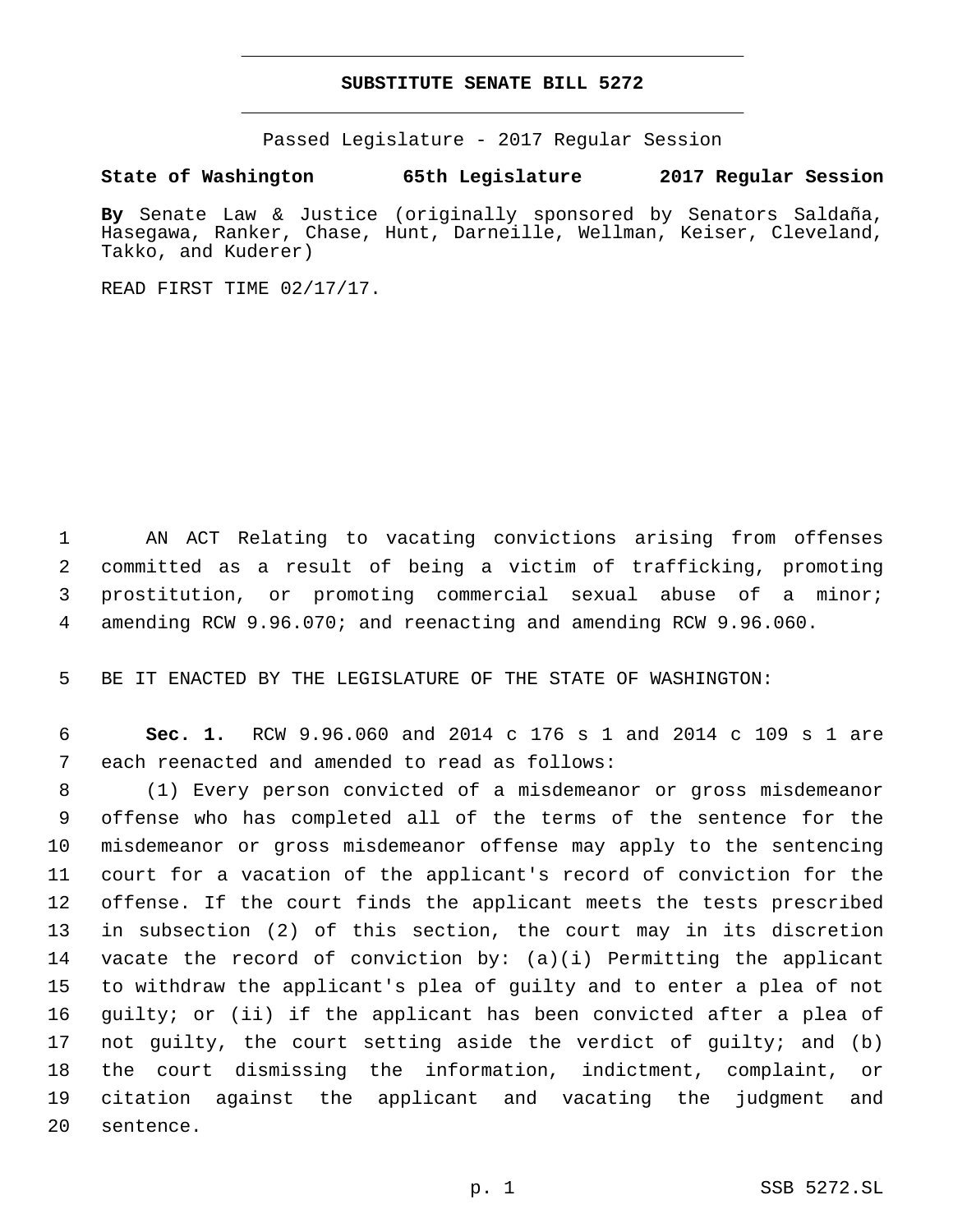# SUBSTITUTE SENATE BILL 5272

Passed Legislature - 2017 Regular Session

**State of Washington 65th Legislature 2017 Regular Session**

**By** Senate Law & Justice (originally sponsored by Senators Saldaña, Hasegawa, Ranker, Chase, Hunt, Darneille, Wellman, Keiser, Cleveland, Takko, and Kuderer)

READ FIRST TIME 02/17/17.

AN ACT Relating to vacating convictions arising from offenses committed as a result of being a victim of trafficking, promoting prostitution, or promoting commercial sexual abuse of a minor; amending RCW 9.96.070; and reenacting and amending RCW 9.96.060.

BE IT ENACTED BY THE LEGISLATURE OF THE STATE OF WASHINGTON:

**Sec. 1.** RCW 9.96.060 and 2014 c 176 s 1 and 2014 c 109 s 1 are each reenacted and amended to read as follows:

(1) Every person convicted of a misdemeanor or gross misdemeanor offense who has completed all of the terms of the sentence for the misdemeanor or gross misdemeanor offense may apply to the sentencing court for a vacation of the applicant's record of conviction for the offense. If the court finds the applicant meets the tests prescribed in subsection (2) of this section, the court may in its discretion vacate the record of conviction by: (a)(i) Permitting the applicant to withdraw the applicant's plea of guilty and to enter a plea of not guilty; or (ii) if the applicant has been convicted after a plea of not guilty, the court setting aside the verdict of guilty; and (b) the court dismissing the information, indictment, complaint, or citation against the applicant and vacating the judgment and sentence.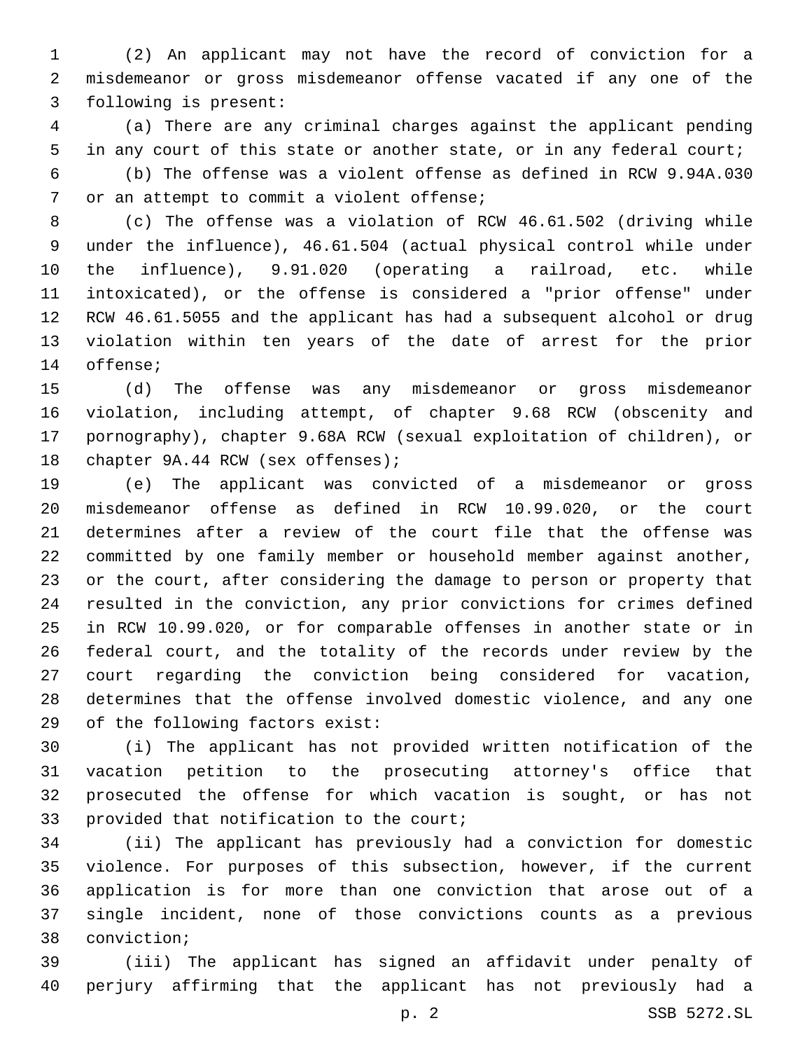(2) An applicant may not have the record of conviction for a misdemeanor or gross misdemeanor offense vacated if any one of the following is present:

(a) There are any criminal charges against the applicant pending in any court of this state or another state, or in any federal court;

(b) The offense was a violent offense as defined in RCW 9.94A.030 or an attempt to commit a violent offense;

(c) The offense was a violation of RCW 46.61.502 (driving while under the influence), 46.61.504 (actual physical control while under the influence), 9.91.020 (operating a railroad, etc. while intoxicated), or the offense is considered a "prior offense" under RCW 46.61.5055 and the applicant has had a subsequent alcohol or drug violation within ten years of the date of arrest for the prior offense;

(d) The offense was any misdemeanor or gross misdemeanor violation, including attempt, of chapter 9.68 RCW (obscenity and pornography), chapter 9.68A RCW (sexual exploitation of children), or chapter 9A.44 RCW (sex offenses);

(e) The applicant was convicted of a misdemeanor or gross misdemeanor offense as defined in RCW 10.99.020, or the court determines after a review of the court file that the offense was committed by one family member or household member against another, or the court, after considering the damage to person or property that resulted in the conviction, any prior convictions for crimes defined in RCW 10.99.020, or for comparable offenses in another state or in federal court, and the totality of the records under review by the court regarding the conviction being considered for vacation, determines that the offense involved domestic violence, and any one of the following factors exist:

(i) The applicant has not provided written notification of the vacation petition to the prosecuting attorney's office that prosecuted the offense for which vacation is sought, or has not provided that notification to the court;

(ii) The applicant has previously had a conviction for domestic violence. For purposes of this subsection, however, if the current application is for more than one conviction that arose out of a single incident, none of those convictions counts as a previous conviction;

(iii) The applicant has signed an affidavit under penalty of perjury affirming that the applicant has not previously had a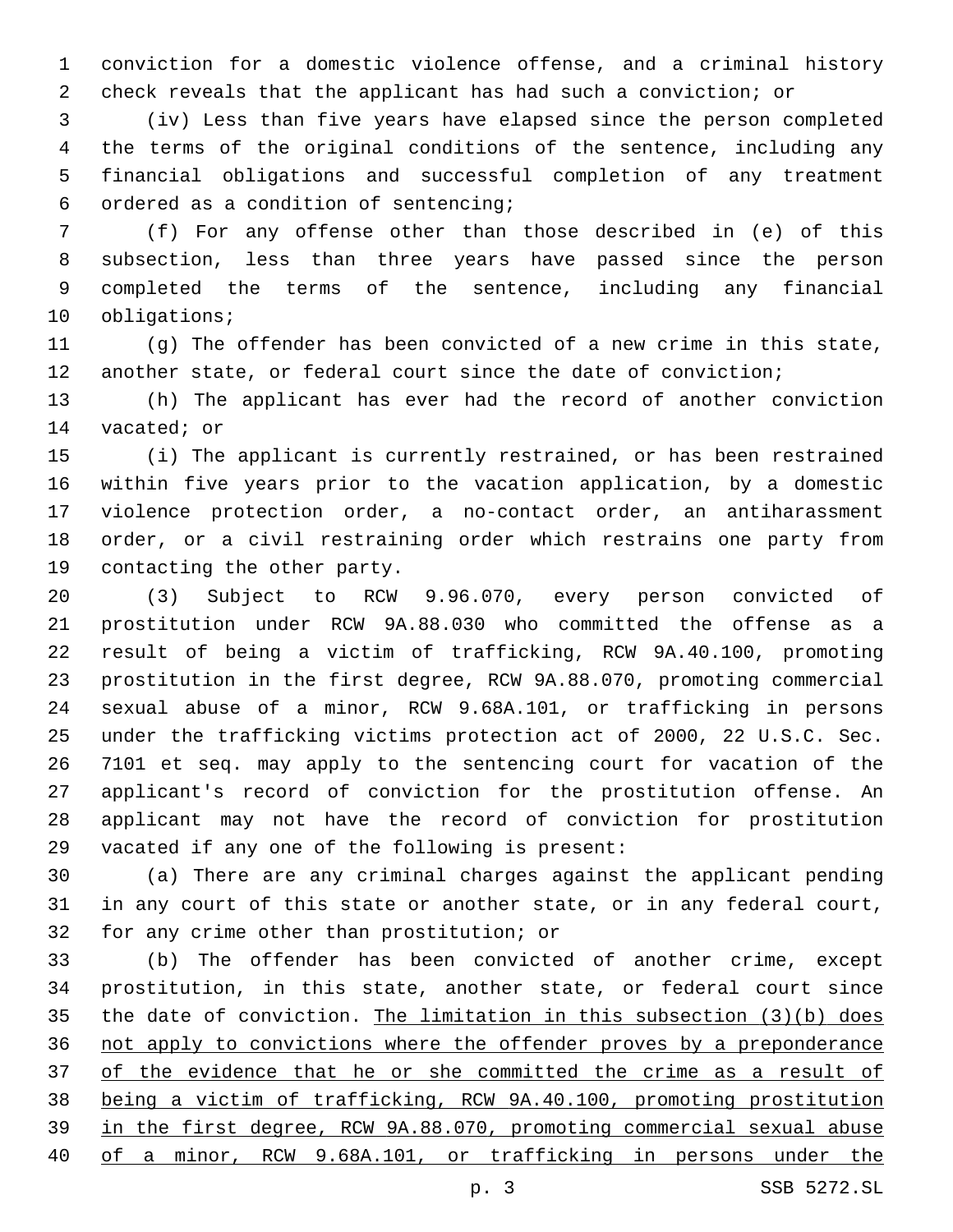conviction for a domestic violence offense, and a criminal history check reveals that the applicant has had such a conviction; or

(iv) Less than five years have elapsed since the person completed the terms of the original conditions of the sentence, including any financial obligations and successful completion of any treatment ordered as a condition of sentencing;

(f) For any offense other than those described in (e) of this subsection, less than three years have passed since the person completed the terms of the sentence, including any financial obligations;

(g) The offender has been convicted of a new crime in this state, another state, or federal court since the date of conviction;

(h) The applicant has ever had the record of another conviction vacated; or

(i) The applicant is currently restrained, or has been restrained within five years prior to the vacation application, by a domestic violence protection order, a no-contact order, an antiharassment order, or a civil restraining order which restrains one party from contacting the other party.

(3) Subject to RCW 9.96.070, every person convicted of prostitution under RCW 9A.88.030 who committed the offense as a result of being a victim of trafficking, RCW 9A.40.100, promoting prostitution in the first degree, RCW 9A.88.070, promoting commercial sexual abuse of a minor, RCW 9.68A.101, or trafficking in persons under the trafficking victims protection act of 2000, 22 U.S.C. Sec. 7101 et seq. may apply to the sentencing court for vacation of the applicant's record of conviction for the prostitution offense. An applicant may not have the record of conviction for prostitution vacated if any one of the following is present:

(a) There are any criminal charges against the applicant pending in any court of this state or another state, or in any federal court, for any crime other than prostitution; or

(b) The offender has been convicted of another crime, except prostitution, in this state, another state, or federal court since the date of conviction. <u>The limitation in this subsection (3)(b) does not apply to convictions where the offender proves by a preponderance of the evidence that he or she committed the crime as a result of being a victim of trafficking, RCW 9A.40.100, promoting prostitution in the first degree, RCW 9A.88.070, promoting commercial sexual abuse of a minor, RCW 9.68A.101, or trafficking in persons under the</u>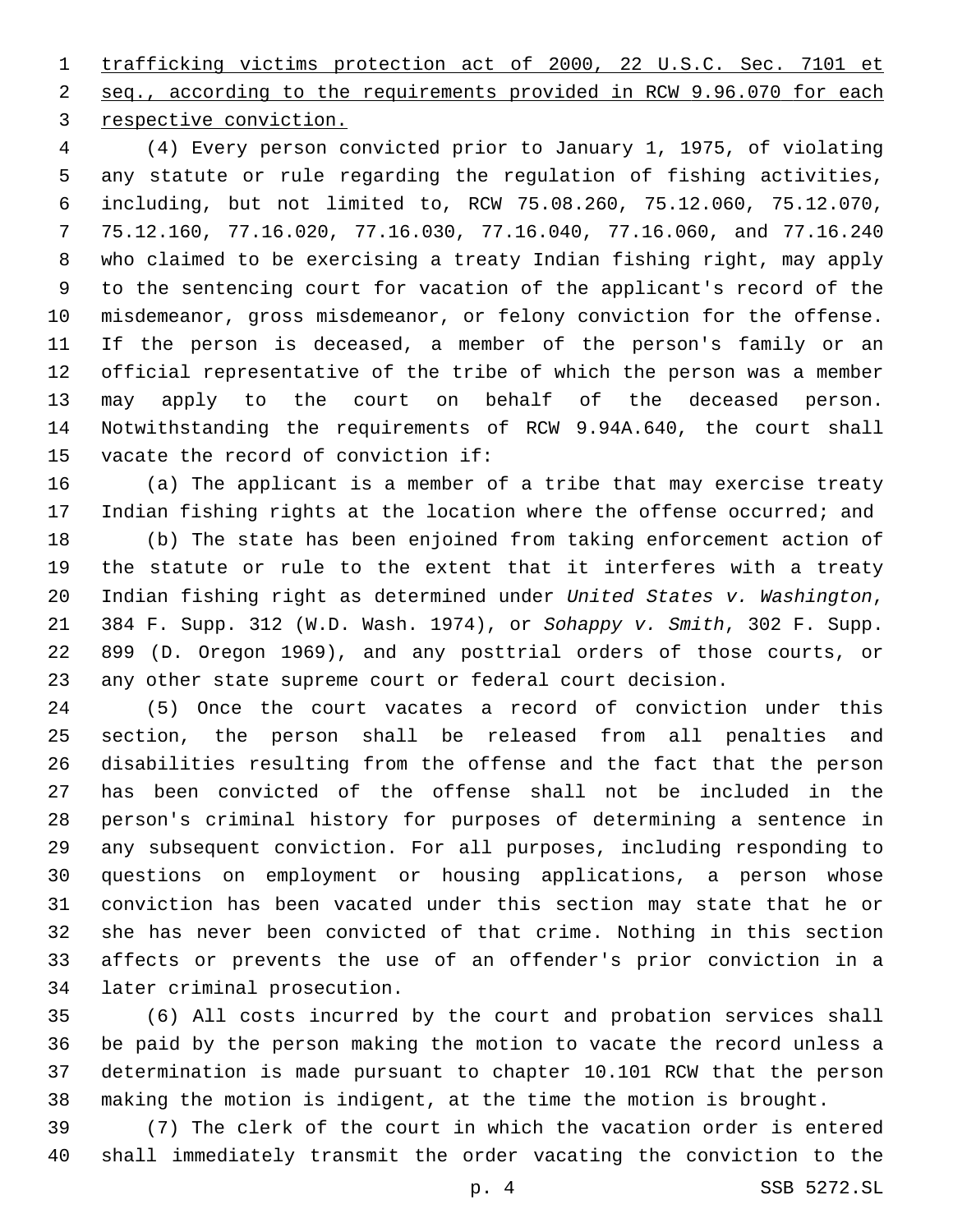trafficking victims protection act of 2000, 22 U.S.C. Sec. 7101 et seq., according to the requirements provided in RCW 9.96.070 for each respective conviction.

(4) Every person convicted prior to January 1, 1975, of violating any statute or rule regarding the regulation of fishing activities, including, but not limited to, RCW 75.08.260, 75.12.060, 75.12.070, 75.12.160, 77.16.020, 77.16.030, 77.16.040, 77.16.060, and 77.16.240 who claimed to be exercising a treaty Indian fishing right, may apply to the sentencing court for vacation of the applicant's record of the misdemeanor, gross misdemeanor, or felony conviction for the offense. If the person is deceased, a member of the person's family or an official representative of the tribe of which the person was a member may apply to the court on behalf of the deceased person. Notwithstanding the requirements of RCW 9.94A.640, the court shall vacate the record of conviction if:

(a) The applicant is a member of a tribe that may exercise treaty Indian fishing rights at the location where the offense occurred; and

(b) The state has been enjoined from taking enforcement action of the statute or rule to the extent that it interferes with a treaty Indian fishing right as determined under *United States v. Washington*, 384 F. Supp. 312 (W.D. Wash. 1974), or *Sohappy v. Smith*, 302 F. Supp. 899 (D. Oregon 1969), and any posttrial orders of those courts, or any other state supreme court or federal court decision.

(5) Once the court vacates a record of conviction under this section, the person shall be released from all penalties and disabilities resulting from the offense and the fact that the person has been convicted of the offense shall not be included in the person's criminal history for purposes of determining a sentence in any subsequent conviction. For all purposes, including responding to questions on employment or housing applications, a person whose conviction has been vacated under this section may state that he or she has never been convicted of that crime. Nothing in this section affects or prevents the use of an offender's prior conviction in a later criminal prosecution.

(6) All costs incurred by the court and probation services shall be paid by the person making the motion to vacate the record unless a determination is made pursuant to chapter 10.101 RCW that the person making the motion is indigent, at the time the motion is brought.

(7) The clerk of the court in which the vacation order is entered shall immediately transmit the order vacating the conviction to the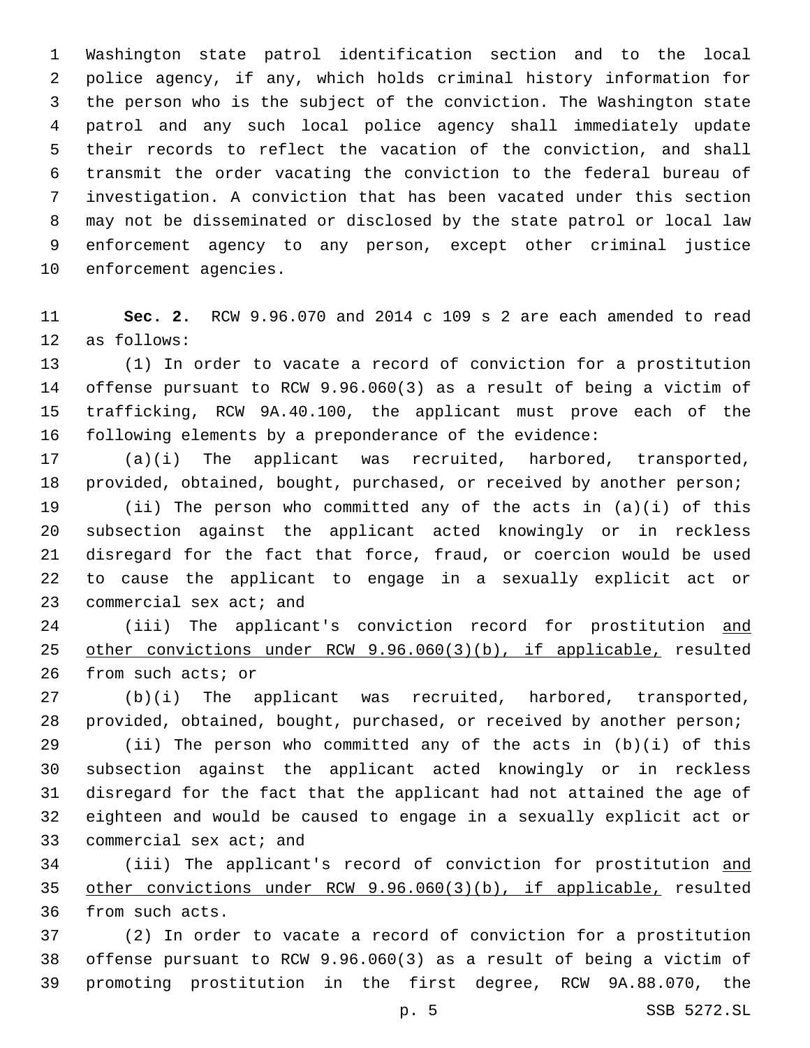Washington state patrol identification section and to the local police agency, if any, which holds criminal history information for the person who is the subject of the conviction. The Washington state patrol and any such local police agency shall immediately update their records to reflect the vacation of the conviction, and shall transmit the order vacating the conviction to the federal bureau of investigation. A conviction that has been vacated under this section may not be disseminated or disclosed by the state patrol or local law enforcement agency to any person, except other criminal justice enforcement agencies.

**Sec. 2.** RCW 9.96.070 and 2014 c 109 s 2 are each amended to read as follows:

(1) In order to vacate a record of conviction for a prostitution offense pursuant to RCW 9.96.060(3) as a result of being a victim of trafficking, RCW 9A.40.100, the applicant must prove each of the following elements by a preponderance of the evidence:

(a)(i) The applicant was recruited, harbored, transported, provided, obtained, bought, purchased, or received by another person;

(ii) The person who committed any of the acts in (a)(i) of this subsection against the applicant acted knowingly or in reckless disregard for the fact that force, fraud, or coercion would be used to cause the applicant to engage in a sexually explicit act or commercial sex act; and

(iii) The applicant's conviction record for prostitution <u>and other convictions under RCW 9.96.060(3)(b), if applicable,</u> resulted from such acts; or

(b)(i) The applicant was recruited, harbored, transported, provided, obtained, bought, purchased, or received by another person;

(ii) The person who committed any of the acts in (b)(i) of this subsection against the applicant acted knowingly or in reckless disregard for the fact that the applicant had not attained the age of eighteen and would be caused to engage in a sexually explicit act or commercial sex act; and

(iii) The applicant's record of conviction for prostitution <u>and other convictions under RCW 9.96.060(3)(b), if applicable,</u> resulted from such acts.

(2) In order to vacate a record of conviction for a prostitution offense pursuant to RCW 9.96.060(3) as a result of being a victim of promoting prostitution in the first degree, RCW 9A.88.070, the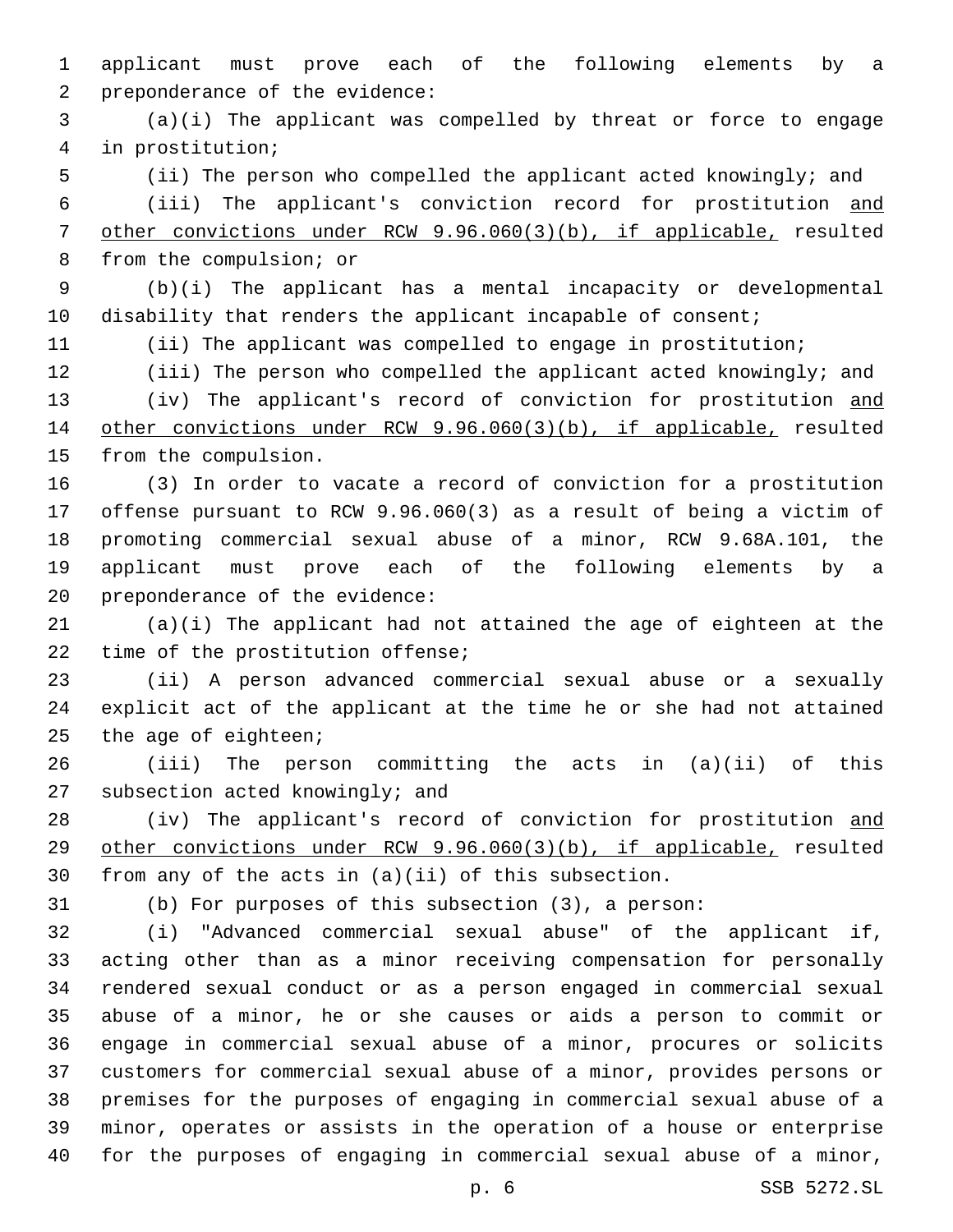applicant must prove each of the following elements by a preponderance of the evidence:

(a)(i) The applicant was compelled by threat or force to engage in prostitution;

(ii) The person who compelled the applicant acted knowingly; and

(iii) The applicant's conviction record for prostitution <u>and other convictions under RCW 9.96.060(3)(b), if applicable,</u> resulted from the compulsion; or

(b)(i) The applicant has a mental incapacity or developmental disability that renders the applicant incapable of consent;

(ii) The applicant was compelled to engage in prostitution;

(iii) The person who compelled the applicant acted knowingly; and

(iv) The applicant's record of conviction for prostitution <u>and other convictions under RCW 9.96.060(3)(b), if applicable,</u> resulted from the compulsion.

(3) In order to vacate a record of conviction for a prostitution offense pursuant to RCW 9.96.060(3) as a result of being a victim of promoting commercial sexual abuse of a minor, RCW 9.68A.101, the applicant must prove each of the following elements by a preponderance of the evidence:

(a)(i) The applicant had not attained the age of eighteen at the time of the prostitution offense;

(ii) A person advanced commercial sexual abuse or a sexually explicit act of the applicant at the time he or she had not attained the age of eighteen;

(iii) The person committing the acts in (a)(ii) of this subsection acted knowingly; and

(iv) The applicant's record of conviction for prostitution <u>and other convictions under RCW 9.96.060(3)(b), if applicable,</u> resulted from any of the acts in (a)(ii) of this subsection.

(b) For purposes of this subsection (3), a person:

(i) "Advanced commercial sexual abuse" of the applicant if, acting other than as a minor receiving compensation for personally rendered sexual conduct or as a person engaged in commercial sexual abuse of a minor, he or she causes or aids a person to commit or engage in commercial sexual abuse of a minor, procures or solicits customers for commercial sexual abuse of a minor, provides persons or premises for the purposes of engaging in commercial sexual abuse of a minor, operates or assists in the operation of a house or enterprise for the purposes of engaging in commercial sexual abuse of a minor,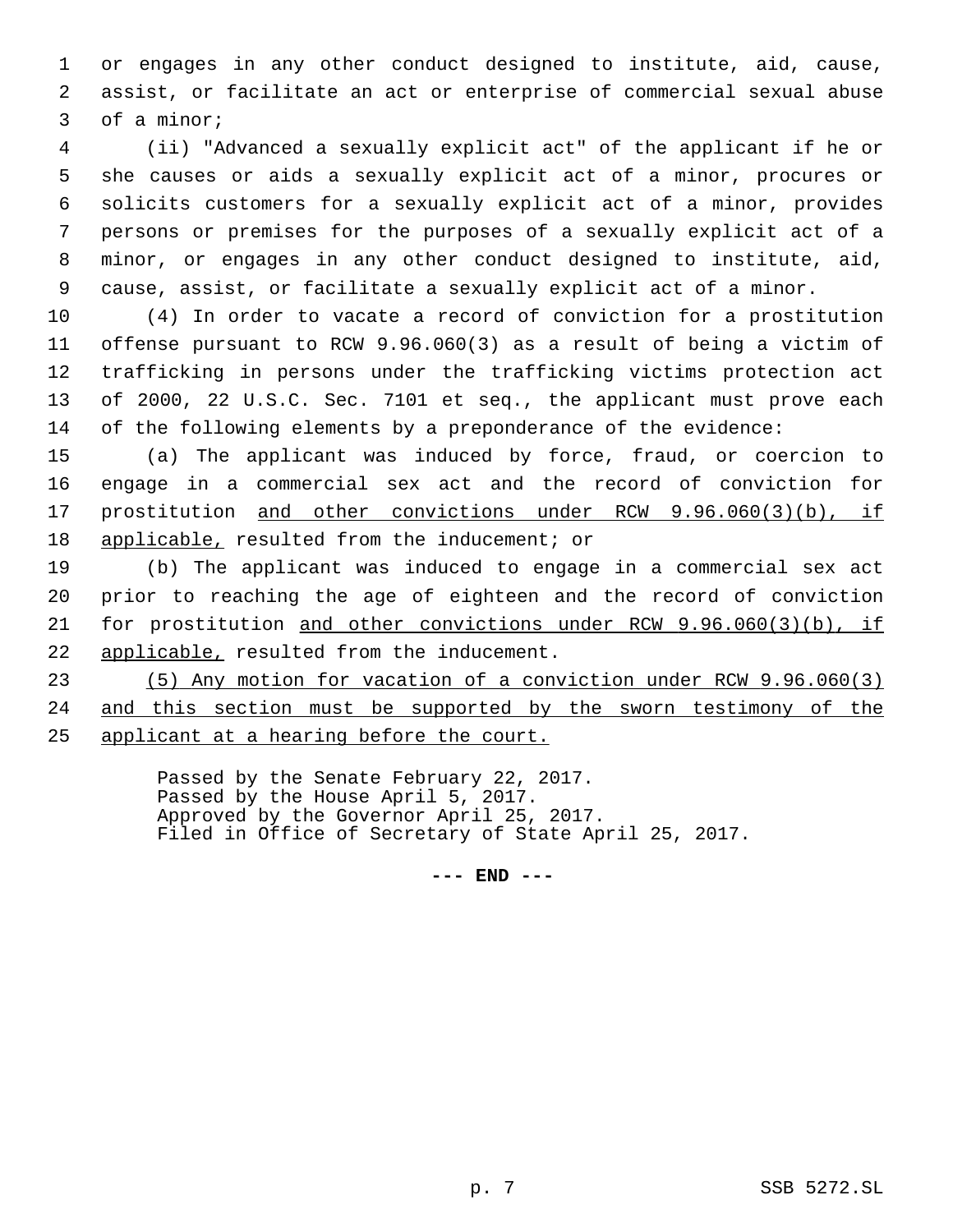or engages in any other conduct designed to institute, aid, cause, assist, or facilitate an act or enterprise of commercial sexual abuse of a minor;

(ii) "Advanced a sexually explicit act" of the applicant if he or she causes or aids a sexually explicit act of a minor, procures or solicits customers for a sexually explicit act of a minor, provides persons or premises for the purposes of a sexually explicit act of a minor, or engages in any other conduct designed to institute, aid, cause, assist, or facilitate a sexually explicit act of a minor.

(4) In order to vacate a record of conviction for a prostitution offense pursuant to RCW 9.96.060(3) as a result of being a victim of trafficking in persons under the trafficking victims protection act of 2000, 22 U.S.C. Sec. 7101 et seq., the applicant must prove each of the following elements by a preponderance of the evidence:

(a) The applicant was induced by force, fraud, or coercion to engage in a commercial sex act and the record of conviction for prostitution <u>and other convictions under RCW 9.96.060(3)(b), if applicable,</u> resulted from the inducement; or

(b) The applicant was induced to engage in a commercial sex act prior to reaching the age of eighteen and the record of conviction for prostitution <u>and other convictions under RCW 9.96.060(3)(b), if applicable,</u> resulted from the inducement.

<u>(5) Any motion for vacation of a conviction under RCW 9.96.060(3) and this section must be supported by the sworn testimony of the applicant at a hearing before the court.</u>

Passed by the Senate February 22, 2017.
Passed by the House April 5, 2017.
Approved by the Governor April 25, 2017.
Filed in Office of Secretary of State April 25, 2017.

**--- END ---**